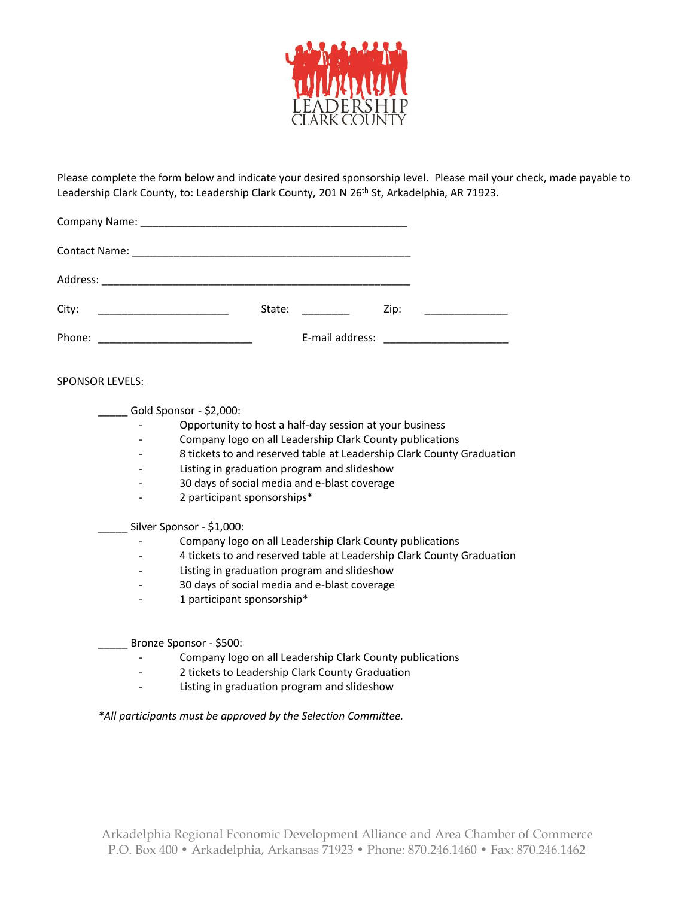LEADERSHIP
CLARK COUNTY

Please complete the form below and indicate your desired sponsorship level. Please mail your check, made payable to Leadership Clark County, to: Leadership Clark County, 201 N 26th St, Arkadelphia, AR 71923.

Company Name: _______________________________________________

Contact Name: _________________________________________________

Address: ______________________________________________________

City: ______________________ State: ________ Zip: ______________

Phone: __________________________ E-mail address: _____________________

SPONSOR LEVELS:

_____ Gold Sponsor - $2,000:

- Opportunity to host a half-day session at your business
- Company logo on all Leadership Clark County publications
- 8 tickets to and reserved table at Leadership Clark County Graduation
- Listing in graduation program and slideshow
- 30 days of social media and e-blast coverage
- 2 participant sponsorships*

_____ Silver Sponsor - $1,000:

- Company logo on all Leadership Clark County publications
- 4 tickets to and reserved table at Leadership Clark County Graduation
- Listing in graduation program and slideshow
- 30 days of social media and e-blast coverage
- 1 participant sponsorship*

_____ Bronze Sponsor - $500:

- Company logo on all Leadership Clark County publications
- 2 tickets to Leadership Clark County Graduation
- Listing in graduation program and slideshow

*\*All participants must be approved by the Selection Committee.*

Arkadelphia Regional Economic Development Alliance and Area Chamber of Commerce
P.O. Box 400 • Arkadelphia, Arkansas 71923 • Phone: 870.246.1460 • Fax: 870.246.1462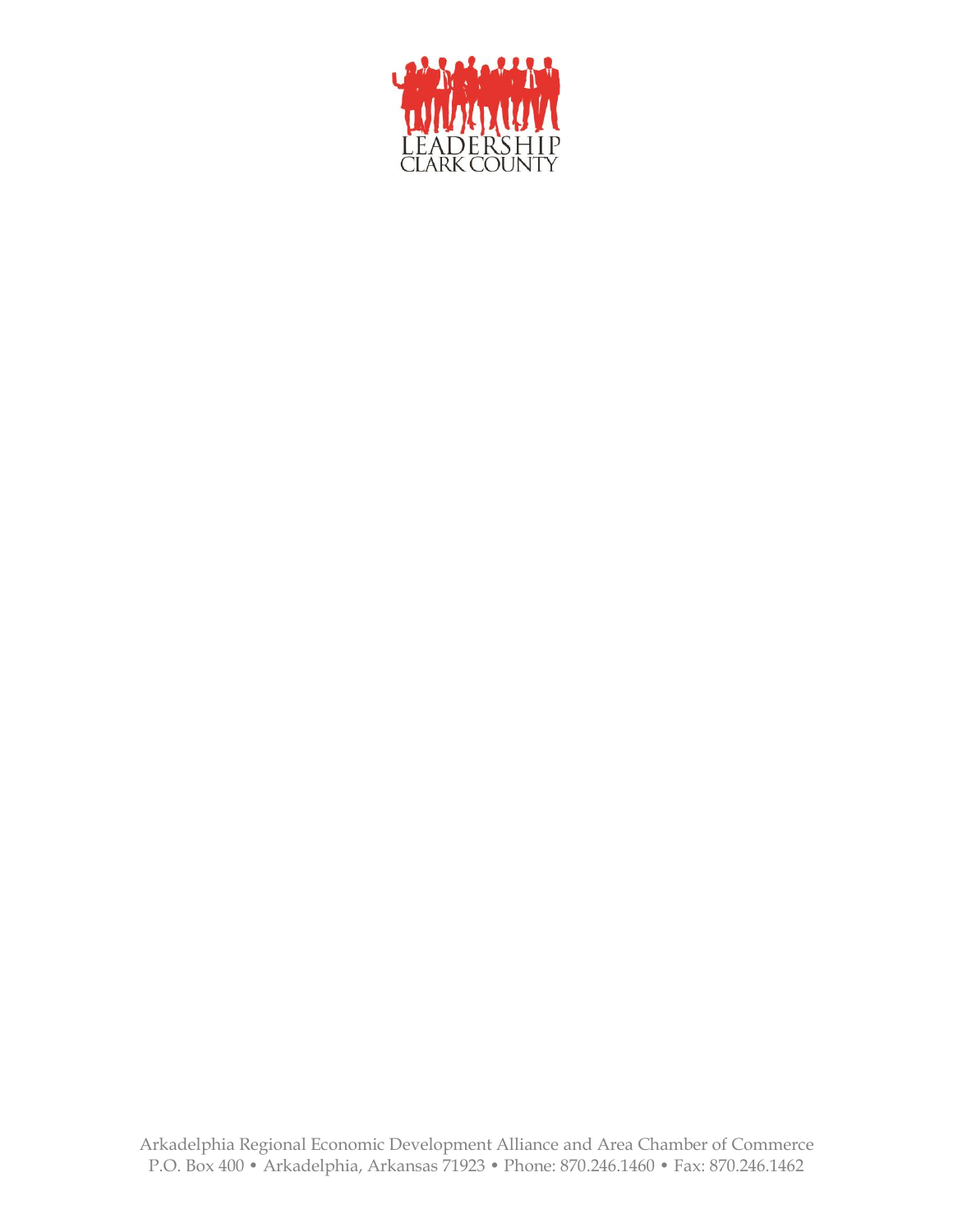LEADERSHIP
CLARK COUNTY

Arkadelphia Regional Economic Development Alliance and Area Chamber of Commerce
P.O. Box 400 • Arkadelphia, Arkansas 71923 • Phone: 870.246.1460 • Fax: 870.246.1462